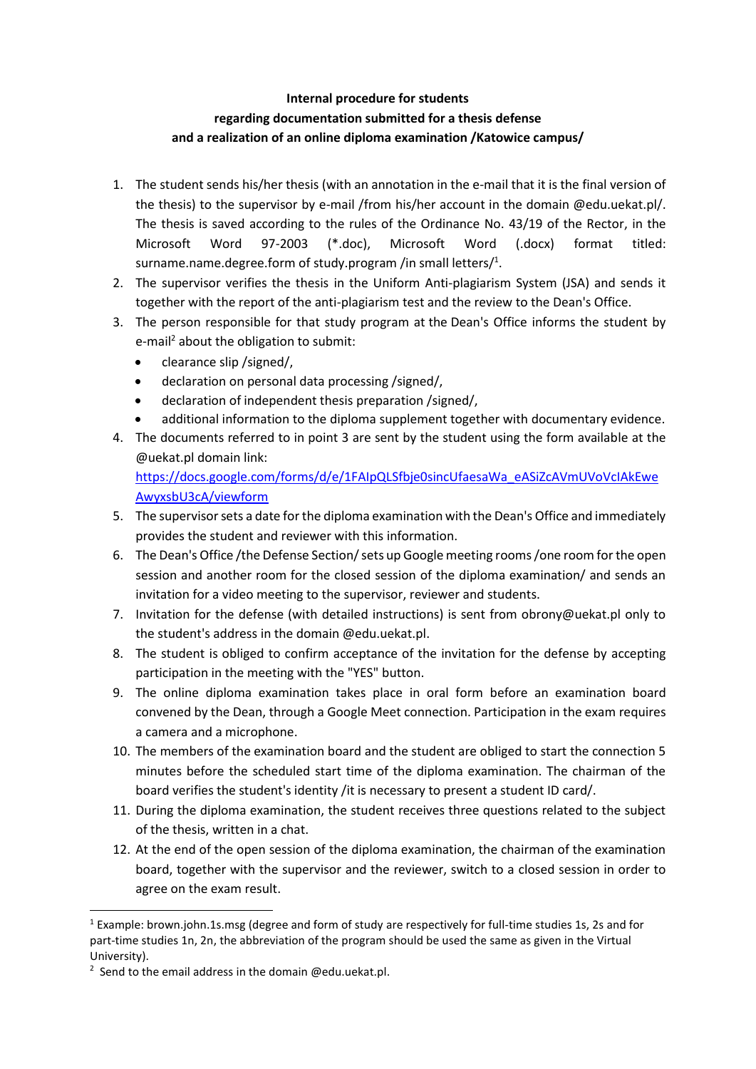**Internal procedure for students regarding documentation submitted for a thesis defense and a realization of an online diploma examination /Katowice campus/**

1. The student sends his/her thesis (with an annotation in the e-mail that it is the final version of the thesis) to the supervisor by e-mail /from his/her account in the domain @edu.uekat.pl/. The thesis is saved according to the rules of the Ordinance No. 43/19 of the Rector, in the Microsoft Word 97-2003 (*.doc), Microsoft Word (.docx) format titled: surname.name.degree.form of study.program /in small letters/[1].
2. The supervisor verifies the thesis in the Uniform Anti-plagiarism System (JSA) and sends it together with the report of the anti-plagiarism test and the review to the Dean's Office.
3. The person responsible for that study program at the Dean's Office informs the student by e-mail[2] about the obligation to submit:
   - clearance slip /signed/,
   - declaration on personal data processing /signed/,
   - declaration of independent thesis preparation /signed/,
   - additional information to the diploma supplement together with documentary evidence.
4. The documents referred to in point 3 are sent by the student using the form available at the @uekat.pl domain link: https://docs.google.com/forms/d/e/1FAIpQLSfbje0sincUfaesaWa_eASiZcAVmUVoVcIAkEweAwyxsbU3cA/viewform
5. The supervisor sets a date for the diploma examination with the Dean's Office and immediately provides the student and reviewer with this information.
6. The Dean's Office /the Defense Section/ sets up Google meeting rooms /one room for the open session and another room for the closed session of the diploma examination/ and sends an invitation for a video meeting to the supervisor, reviewer and students.
7. Invitation for the defense (with detailed instructions) is sent from obrony@uekat.pl only to the student's address in the domain @edu.uekat.pl.
8. The student is obliged to confirm acceptance of the invitation for the defense by accepting participation in the meeting with the "YES" button.
9. The online diploma examination takes place in oral form before an examination board convened by the Dean, through a Google Meet connection. Participation in the exam requires a camera and a microphone.
10. The members of the examination board and the student are obliged to start the connection 5 minutes before the scheduled start time of the diploma examination. The chairman of the board verifies the student's identity /it is necessary to present a student ID card/.
11. During the diploma examination, the student receives three questions related to the subject of the thesis, written in a chat.
12. At the end of the open session of the diploma examination, the chairman of the examination board, together with the supervisor and the reviewer, switch to a closed session in order to agree on the exam result.

---

[1] Example: brown.john.1s.msg (degree and form of study are respectively for full-time studies 1s, 2s and for part-time studies 1n, 2n, the abbreviation of the program should be used the same as given in the Virtual University).

[2] Send to the email address in the domain @edu.uekat.pl.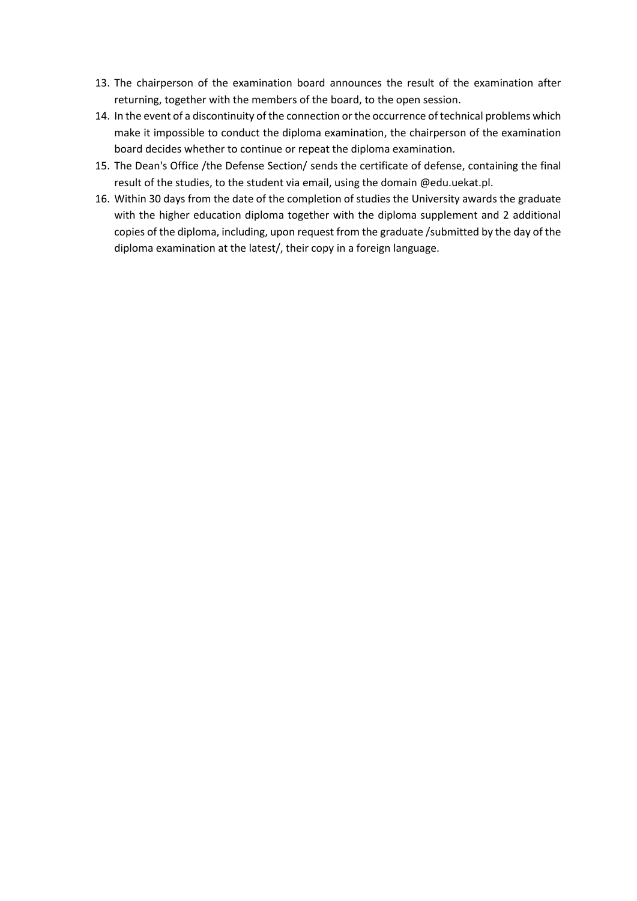13. The chairperson of the examination board announces the result of the examination after returning, together with the members of the board, to the open session.
14. In the event of a discontinuity of the connection or the occurrence of technical problems which make it impossible to conduct the diploma examination, the chairperson of the examination board decides whether to continue or repeat the diploma examination.
15. The Dean's Office /the Defense Section/ sends the certificate of defense, containing the final result of the studies, to the student via email, using the domain @edu.uekat.pl.
16. Within 30 days from the date of the completion of studies the University awards the graduate with the higher education diploma together with the diploma supplement and 2 additional copies of the diploma, including, upon request from the graduate /submitted by the day of the diploma examination at the latest/, their copy in a foreign language.